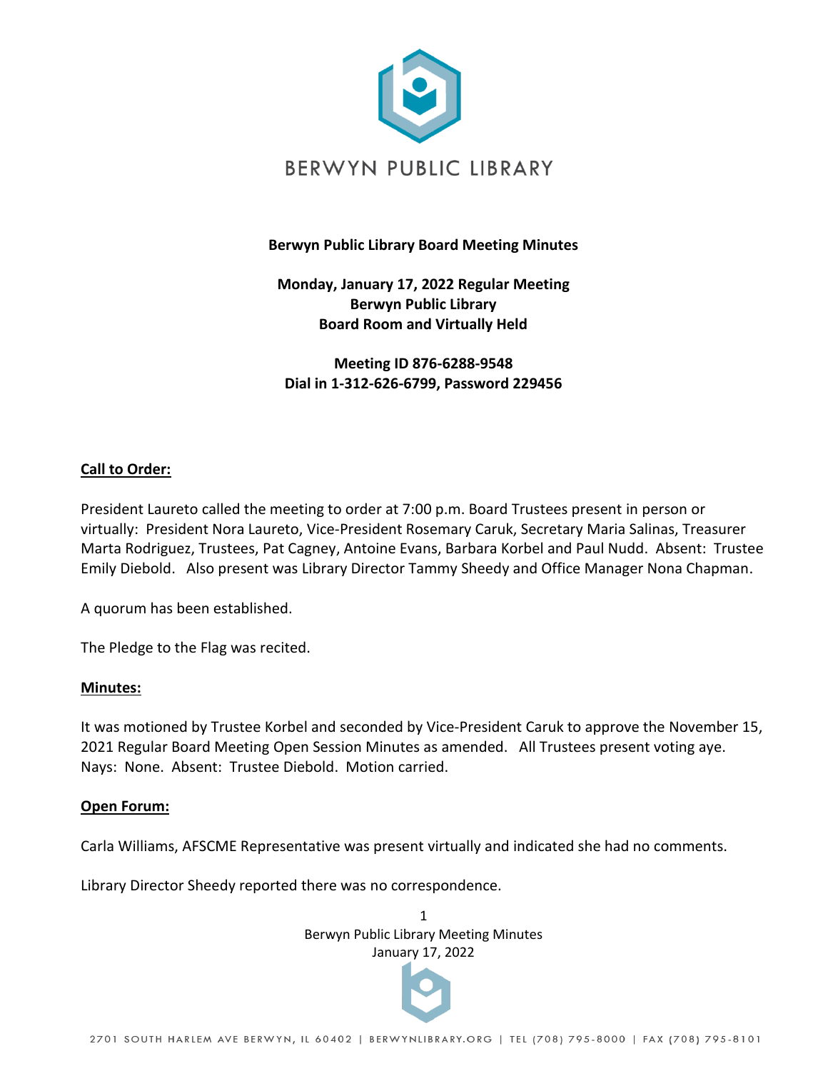# BERWYN PUBLIC LIBRARY

**Berwyn Public Library Board Meeting Minutes**

**Monday, January 17, 2022 Regular Meeting**
**Berwyn Public Library**
**Board Room and Virtually Held**

**Meeting ID 876-6288-9548**
**Dial in 1-312-626-6799, Password 229456**

## Call to Order:

President Laureto called the meeting to order at 7:00 p.m. Board Trustees present in person or virtually: President Nora Laureto, Vice-President Rosemary Caruk, Secretary Maria Salinas, Treasurer Marta Rodriguez, Trustees, Pat Cagney, Antoine Evans, Barbara Korbel and Paul Nudd. Absent: Trustee Emily Diebold. Also present was Library Director Tammy Sheedy and Office Manager Nona Chapman.

A quorum has been established.

The Pledge to the Flag was recited.

## Minutes:

It was motioned by Trustee Korbel and seconded by Vice-President Caruk to approve the November 15, 2021 Regular Board Meeting Open Session Minutes as amended. All Trustees present voting aye. Nays: None. Absent: Trustee Diebold. Motion carried.

## Open Forum:

Carla Williams, AFSCME Representative was present virtually and indicated she had no comments.

Library Director Sheedy reported there was no correspondence.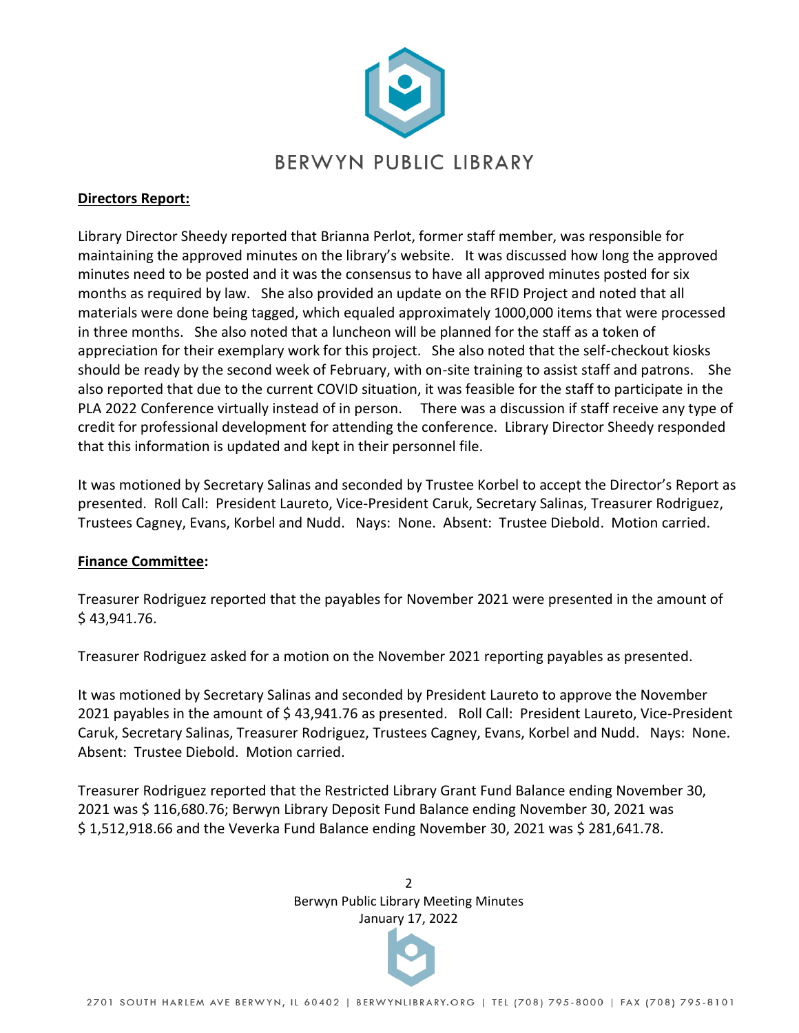**Directors Report:**

Library Director Sheedy reported that Brianna Perlot, former staff member, was responsible for maintaining the approved minutes on the library's website. It was discussed how long the approved minutes need to be posted and it was the consensus to have all approved minutes posted for six months as required by law. She also provided an update on the RFID Project and noted that all materials were done being tagged, which equaled approximately 1000,000 items that were processed in three months. She also noted that a luncheon will be planned for the staff as a token of appreciation for their exemplary work for this project. She also noted that the self-checkout kiosks should be ready by the second week of February, with on-site training to assist staff and patrons. She also reported that due to the current COVID situation, it was feasible for the staff to participate in the PLA 2022 Conference virtually instead of in person. There was a discussion if staff receive any type of credit for professional development for attending the conference. Library Director Sheedy responded that this information is updated and kept in their personnel file.

It was motioned by Secretary Salinas and seconded by Trustee Korbel to accept the Director's Report as presented. Roll Call: President Laureto, Vice-President Caruk, Secretary Salinas, Treasurer Rodriguez, Trustees Cagney, Evans, Korbel and Nudd. Nays: None. Absent: Trustee Diebold. Motion carried.

**Finance Committee:**

Treasurer Rodriguez reported that the payables for November 2021 were presented in the amount of $ 43,941.76.

Treasurer Rodriguez asked for a motion on the November 2021 reporting payables as presented.

It was motioned by Secretary Salinas and seconded by President Laureto to approve the November 2021 payables in the amount of $ 43,941.76 as presented. Roll Call: President Laureto, Vice-President Caruk, Secretary Salinas, Treasurer Rodriguez, Trustees Cagney, Evans, Korbel and Nudd. Nays: None. Absent: Trustee Diebold. Motion carried.

Treasurer Rodriguez reported that the Restricted Library Grant Fund Balance ending November 30, 2021 was $ 116,680.76; Berwyn Library Deposit Fund Balance ending November 30, 2021 was $ 1,512,918.66 and the Veverka Fund Balance ending November 30, 2021 was $ 281,641.78.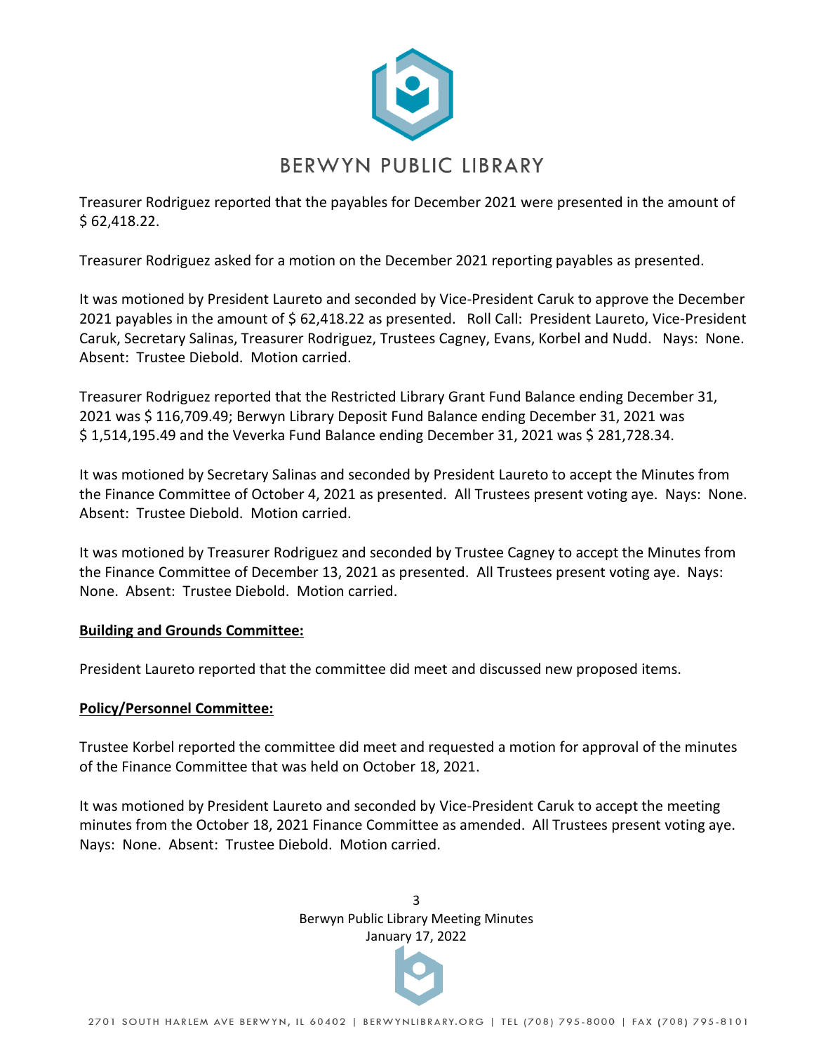Treasurer Rodriguez reported that the payables for December 2021 were presented in the amount of $ 62,418.22.

Treasurer Rodriguez asked for a motion on the December 2021 reporting payables as presented.

It was motioned by President Laureto and seconded by Vice-President Caruk to approve the December 2021 payables in the amount of $ 62,418.22 as presented. Roll Call: President Laureto, Vice-President Caruk, Secretary Salinas, Treasurer Rodriguez, Trustees Cagney, Evans, Korbel and Nudd. Nays: None. Absent: Trustee Diebold. Motion carried.

Treasurer Rodriguez reported that the Restricted Library Grant Fund Balance ending December 31, 2021 was $ 116,709.49; Berwyn Library Deposit Fund Balance ending December 31, 2021 was $ 1,514,195.49 and the Veverka Fund Balance ending December 31, 2021 was $ 281,728.34.

It was motioned by Secretary Salinas and seconded by President Laureto to accept the Minutes from the Finance Committee of October 4, 2021 as presented. All Trustees present voting aye. Nays: None. Absent: Trustee Diebold. Motion carried.

It was motioned by Treasurer Rodriguez and seconded by Trustee Cagney to accept the Minutes from the Finance Committee of December 13, 2021 as presented. All Trustees present voting aye. Nays: None. Absent: Trustee Diebold. Motion carried.

**Building and Grounds Committee:**

President Laureto reported that the committee did meet and discussed new proposed items.

**Policy/Personnel Committee:**

Trustee Korbel reported the committee did meet and requested a motion for approval of the minutes of the Finance Committee that was held on October 18, 2021.

It was motioned by President Laureto and seconded by Vice-President Caruk to accept the meeting minutes from the October 18, 2021 Finance Committee as amended. All Trustees present voting aye. Nays: None. Absent: Trustee Diebold. Motion carried.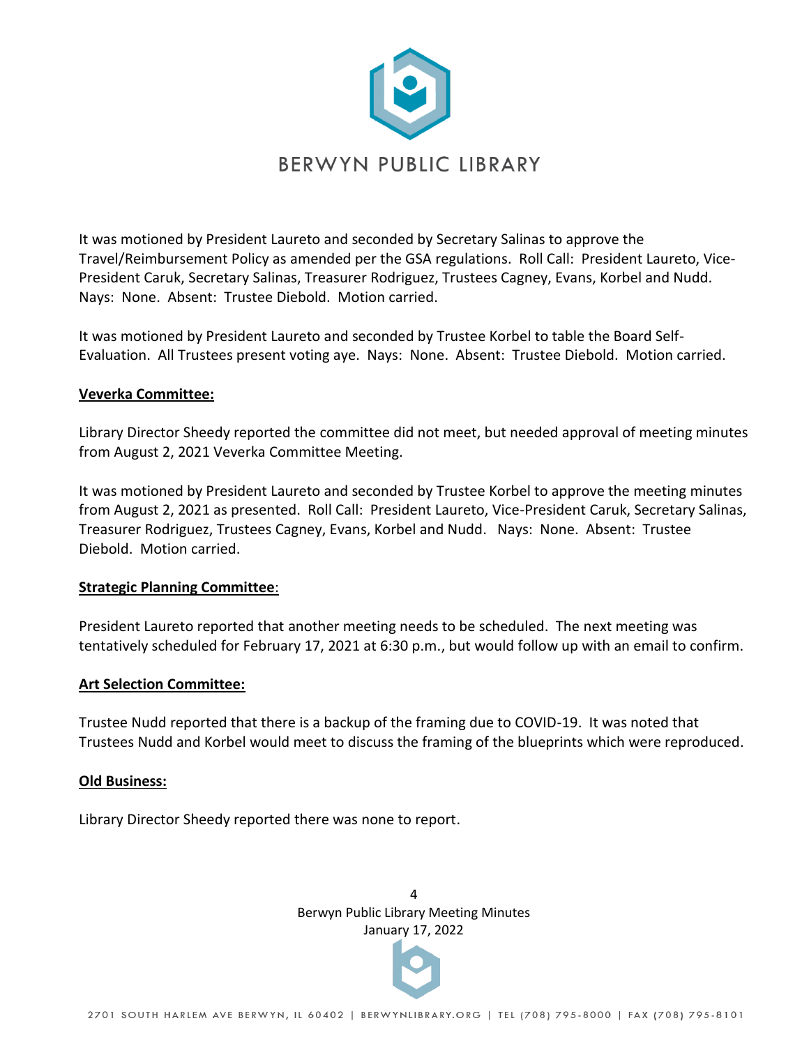It was motioned by President Laureto and seconded by Secretary Salinas to approve the Travel/Reimbursement Policy as amended per the GSA regulations. Roll Call: President Laureto, Vice-President Caruk, Secretary Salinas, Treasurer Rodriguez, Trustees Cagney, Evans, Korbel and Nudd. Nays: None. Absent: Trustee Diebold. Motion carried.

It was motioned by President Laureto and seconded by Trustee Korbel to table the Board Self-Evaluation. All Trustees present voting aye. Nays: None. Absent: Trustee Diebold. Motion carried.

**Veverka Committee:**

Library Director Sheedy reported the committee did not meet, but needed approval of meeting minutes from August 2, 2021 Veverka Committee Meeting.

It was motioned by President Laureto and seconded by Trustee Korbel to approve the meeting minutes from August 2, 2021 as presented. Roll Call: President Laureto, Vice-President Caruk, Secretary Salinas, Treasurer Rodriguez, Trustees Cagney, Evans, Korbel and Nudd. Nays: None. Absent: Trustee Diebold. Motion carried.

**Strategic Planning Committee**:

President Laureto reported that another meeting needs to be scheduled. The next meeting was tentatively scheduled for February 17, 2021 at 6:30 p.m., but would follow up with an email to confirm.

**Art Selection Committee:**

Trustee Nudd reported that there is a backup of the framing due to COVID-19. It was noted that Trustees Nudd and Korbel would meet to discuss the framing of the blueprints which were reproduced.

**Old Business:**

Library Director Sheedy reported there was none to report.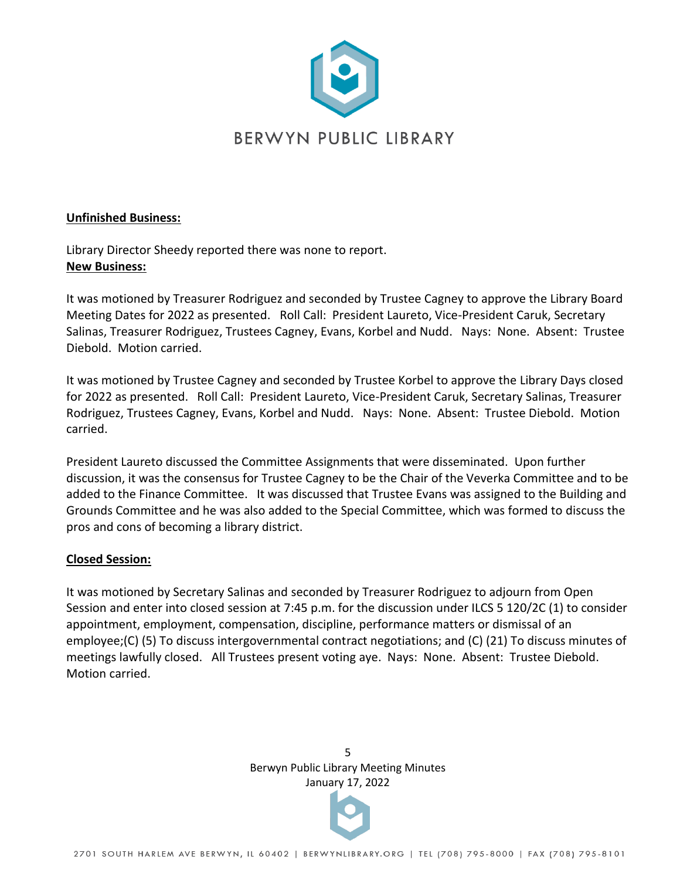**Unfinished Business:**

Library Director Sheedy reported there was none to report.

**New Business:**

It was motioned by Treasurer Rodriguez and seconded by Trustee Cagney to approve the Library Board Meeting Dates for 2022 as presented. Roll Call: President Laureto, Vice-President Caruk, Secretary Salinas, Treasurer Rodriguez, Trustees Cagney, Evans, Korbel and Nudd. Nays: None. Absent: Trustee Diebold. Motion carried.

It was motioned by Trustee Cagney and seconded by Trustee Korbel to approve the Library Days closed for 2022 as presented. Roll Call: President Laureto, Vice-President Caruk, Secretary Salinas, Treasurer Rodriguez, Trustees Cagney, Evans, Korbel and Nudd. Nays: None. Absent: Trustee Diebold. Motion carried.

President Laureto discussed the Committee Assignments that were disseminated. Upon further discussion, it was the consensus for Trustee Cagney to be the Chair of the Veverka Committee and to be added to the Finance Committee. It was discussed that Trustee Evans was assigned to the Building and Grounds Committee and he was also added to the Special Committee, which was formed to discuss the pros and cons of becoming a library district.

**Closed Session:**

It was motioned by Secretary Salinas and seconded by Treasurer Rodriguez to adjourn from Open Session and enter into closed session at 7:45 p.m. for the discussion under ILCS 5 120/2C (1) to consider appointment, employment, compensation, discipline, performance matters or dismissal of an employee;(C) (5) To discuss intergovernmental contract negotiations; and (C) (21) To discuss minutes of meetings lawfully closed. All Trustees present voting aye. Nays: None. Absent: Trustee Diebold. Motion carried.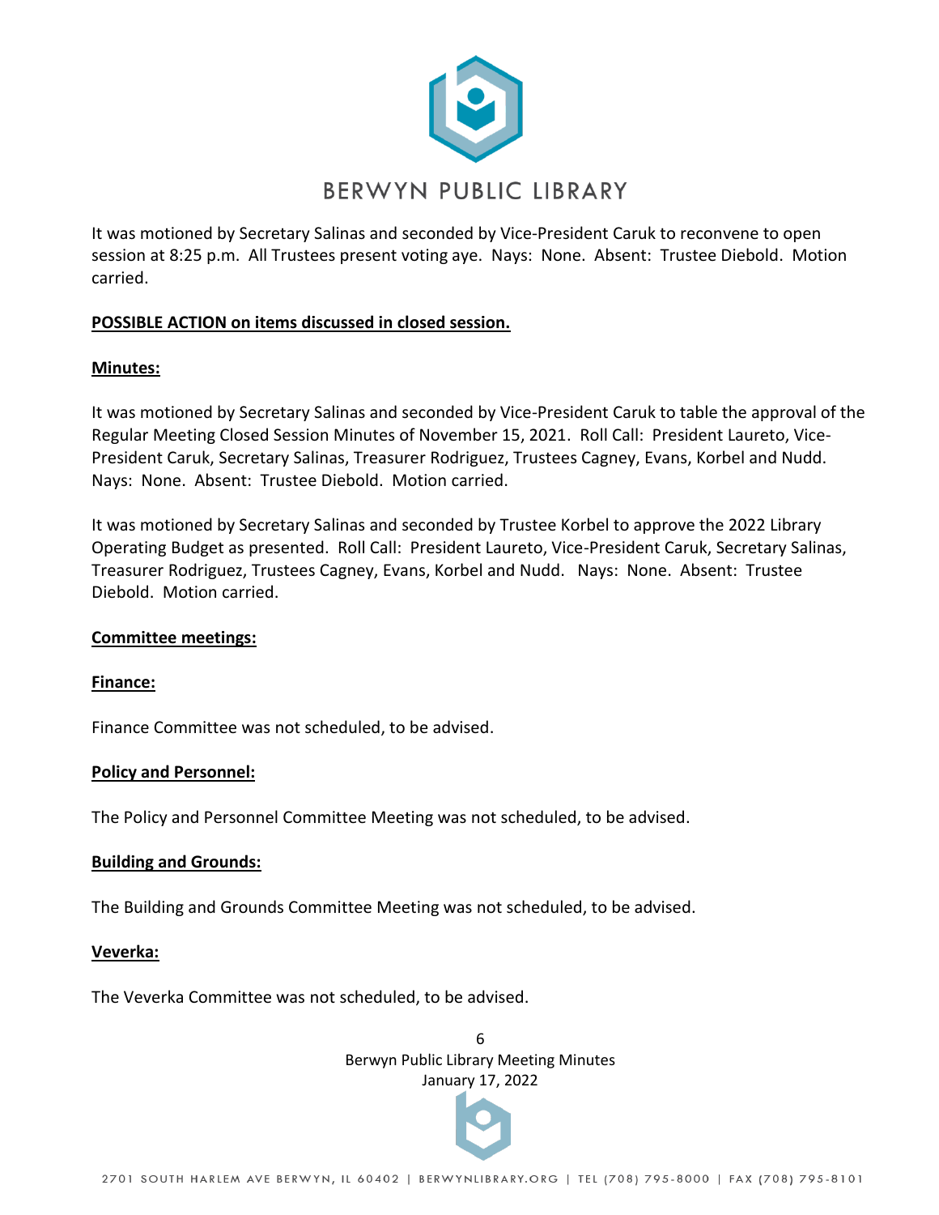It was motioned by Secretary Salinas and seconded by Vice-President Caruk to reconvene to open session at 8:25 p.m. All Trustees present voting aye. Nays: None. Absent: Trustee Diebold. Motion carried.

**POSSIBLE ACTION on items discussed in closed session.**

**Minutes:**

It was motioned by Secretary Salinas and seconded by Vice-President Caruk to table the approval of the Regular Meeting Closed Session Minutes of November 15, 2021. Roll Call: President Laureto, Vice-President Caruk, Secretary Salinas, Treasurer Rodriguez, Trustees Cagney, Evans, Korbel and Nudd. Nays: None. Absent: Trustee Diebold. Motion carried.

It was motioned by Secretary Salinas and seconded by Trustee Korbel to approve the 2022 Library Operating Budget as presented. Roll Call: President Laureto, Vice-President Caruk, Secretary Salinas, Treasurer Rodriguez, Trustees Cagney, Evans, Korbel and Nudd. Nays: None. Absent: Trustee Diebold. Motion carried.

**Committee meetings:**

**Finance:**

Finance Committee was not scheduled, to be advised.

**Policy and Personnel:**

The Policy and Personnel Committee Meeting was not scheduled, to be advised.

**Building and Grounds:**

The Building and Grounds Committee Meeting was not scheduled, to be advised.

**Veverka:**

The Veverka Committee was not scheduled, to be advised.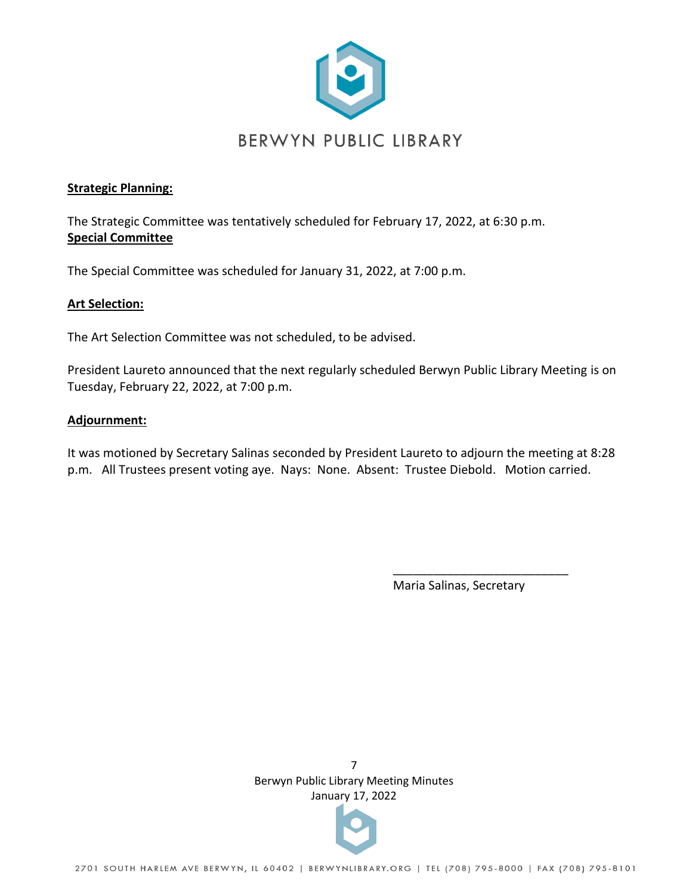**Strategic Planning:**

The Strategic Committee was tentatively scheduled for February 17, 2022, at 6:30 p.m.

**Special Committee**

The Special Committee was scheduled for January 31, 2022, at 7:00 p.m.

**Art Selection:**

The Art Selection Committee was not scheduled, to be advised.

President Laureto announced that the next regularly scheduled Berwyn Public Library Meeting is on Tuesday, February 22, 2022, at 7:00 p.m.

**Adjournment:**

It was motioned by Secretary Salinas seconded by President Laureto to adjourn the meeting at 8:28 p.m. All Trustees present voting aye. Nays: None. Absent: Trustee Diebold. Motion carried.

\_\_\_\_\_\_\_\_\_\_\_\_\_\_\_\_\_\_\_\_\_\_\_\_\_\_

Maria Salinas, Secretary